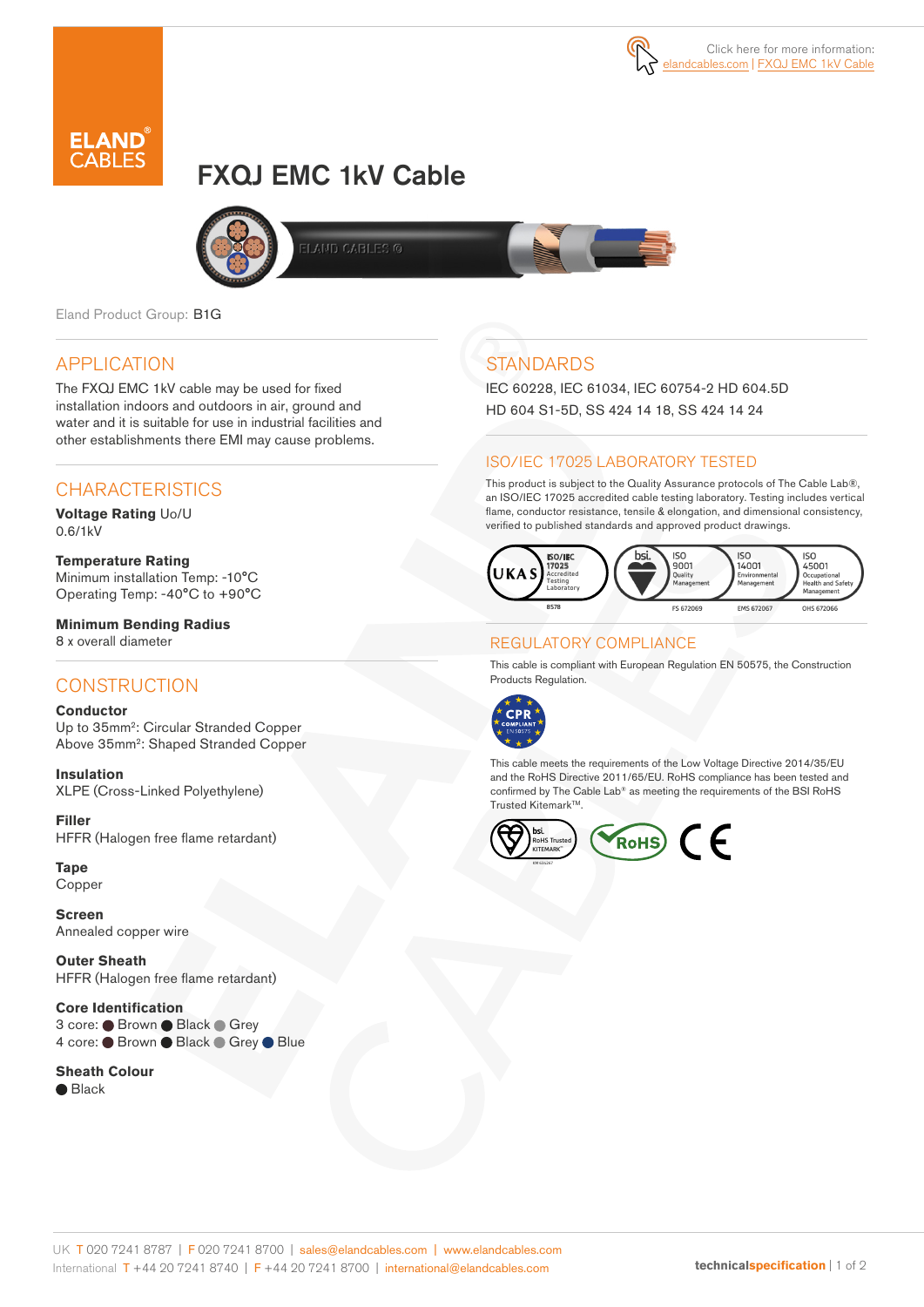Click here for more information: elandcables.com | FXQJ EMC 1kV Cable

# FXQJ EMC 1kV Cable

Eland Product Group: B1G

## APPLICATION

The FXQJ EMC 1kV cable may be used for fixed installation indoors and outdoors in air, ground and water and it is suitable for use in industrial facilities and other establishments there EMI may cause problems.

## CHARACTERISTICS

**Voltage Rating** Uo/U
0.6/1kV

**Temperature Rating**
Minimum installation Temp: -10°C
Operating Temp: -40°C to +90°C

**Minimum Bending Radius**
8 x overall diameter

## CONSTRUCTION

**Conductor**
Up to 35mm²: Circular Stranded Copper
Above 35mm²: Shaped Stranded Copper

**Insulation**
XLPE (Cross-Linked Polyethylene)

**Filler**
HFFR (Halogen free flame retardant)

**Tape**
Copper

**Screen**
Annealed copper wire

**Outer Sheath**
HFFR (Halogen free flame retardant)

**Core Identification**
3 core: ● Brown ● Black ● Grey
4 core: ● Brown ● Black ● Grey ● Blue

**Sheath Colour**
● Black

## STANDARDS

IEC 60228, IEC 61034, IEC 60754-2 HD 604.5D
HD 604 S1-5D, SS 424 14 18, SS 424 14 24

## ISO/IEC 17025 LABORATORY TESTED

This product is subject to the Quality Assurance protocols of The Cable Lab®, an ISO/IEC 17025 accredited cable testing laboratory. Testing includes vertical flame, conductor resistance, tensile & elongation, and dimensional consistency, verified to published standards and approved product drawings.

UKAS ISO/IEC 17025 Accredited Testing Laboratory 8578 | bsi. ISO 9001 Quality Management FS 672069 | ISO 14001 Environmental Management EMS 672067 | ISO 45001 Occupational Health and Safety Management OHS 672066

## REGULATORY COMPLIANCE

This cable is compliant with European Regulation EN 50575, the Construction Products Regulation.

CPR COMPLIANT EN 50575

This cable meets the requirements of the Low Voltage Directive 2014/35/EU and the RoHS Directive 2011/65/EU. RoHS compliance has been tested and confirmed by The Cable Lab® as meeting the requirements of the BSI RoHS Trusted Kitemark™.

bsi. RoHS Trusted KITEMARK™ | RoHS | CE

UK T 020 7241 8787 | F 020 7241 8700 | sales@elandcables.com | www.elandcables.com
International T +44 20 7241 8740 | F +44 20 7241 8700 | international@elandcables.com

technicalspecification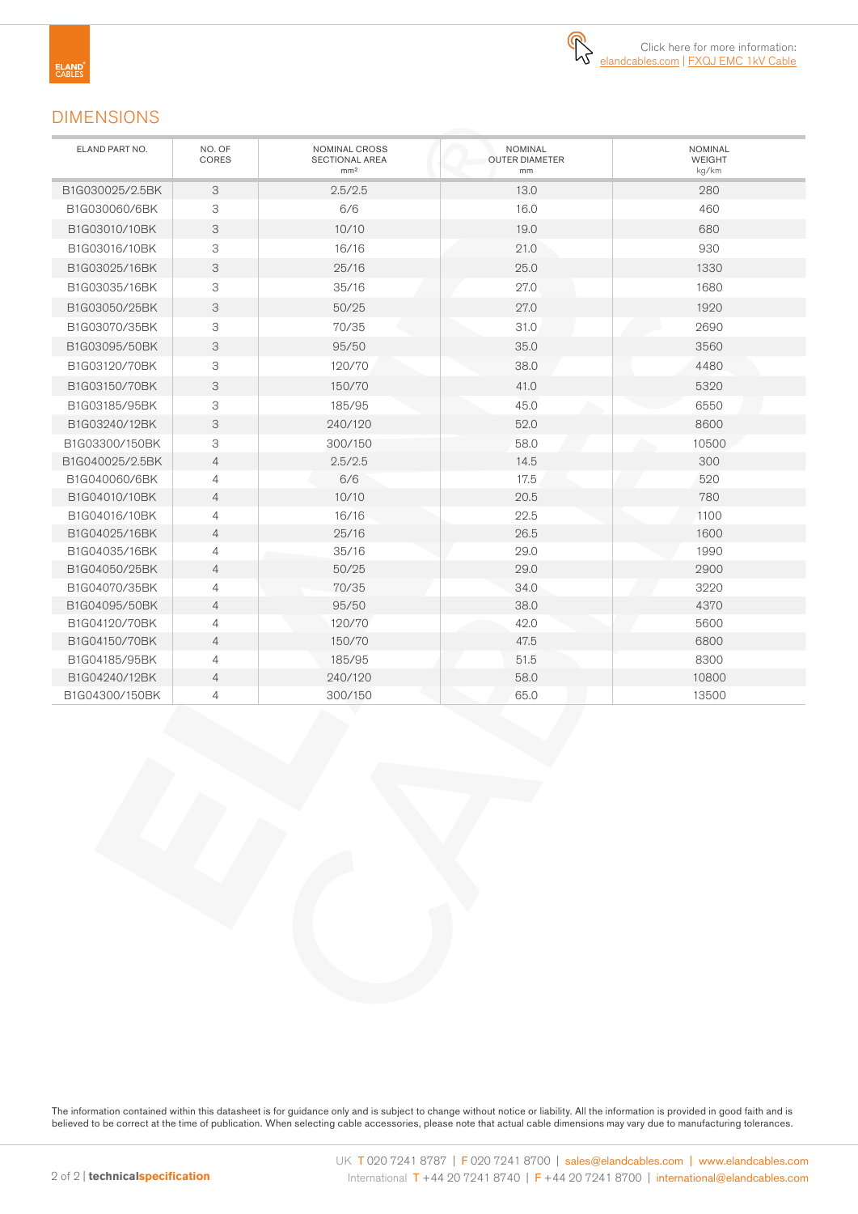Click here for more information: elandcables.com | FXQJ EMC 1kV Cable

## DIMENSIONS

| ELAND PART NO. | NO. OF CORES | NOMINAL CROSS SECTIONAL AREA mm² | NOMINAL OUTER DIAMETER mm | NOMINAL WEIGHT kg/km |
|---|---|---|---|---|
| B1G030025/2.5BK | 3 | 2.5/2.5 | 13.0 | 280 |
| B1G030060/6BK | 3 | 6/6 | 16.0 | 460 |
| B1G03010/10BK | 3 | 10/10 | 19.0 | 680 |
| B1G03016/10BK | 3 | 16/16 | 21.0 | 930 |
| B1G03025/16BK | 3 | 25/16 | 25.0 | 1330 |
| B1G03035/16BK | 3 | 35/16 | 27.0 | 1680 |
| B1G03050/25BK | 3 | 50/25 | 27.0 | 1920 |
| B1G03070/35BK | 3 | 70/35 | 31.0 | 2690 |
| B1G03095/50BK | 3 | 95/50 | 35.0 | 3560 |
| B1G03120/70BK | 3 | 120/70 | 38.0 | 4480 |
| B1G03150/70BK | 3 | 150/70 | 41.0 | 5320 |
| B1G03185/95BK | 3 | 185/95 | 45.0 | 6550 |
| B1G03240/12BK | 3 | 240/120 | 52.0 | 8600 |
| B1G03300/150BK | 3 | 300/150 | 58.0 | 10500 |
| B1G040025/2.5BK | 4 | 2.5/2.5 | 14.5 | 300 |
| B1G040060/6BK | 4 | 6/6 | 17.5 | 520 |
| B1G04010/10BK | 4 | 10/10 | 20.5 | 780 |
| B1G04016/10BK | 4 | 16/16 | 22.5 | 1100 |
| B1G04025/16BK | 4 | 25/16 | 26.5 | 1600 |
| B1G04035/16BK | 4 | 35/16 | 29.0 | 1990 |
| B1G04050/25BK | 4 | 50/25 | 29.0 | 2900 |
| B1G04070/35BK | 4 | 70/35 | 34.0 | 3220 |
| B1G04095/50BK | 4 | 95/50 | 38.0 | 4370 |
| B1G04120/70BK | 4 | 120/70 | 42.0 | 5600 |
| B1G04150/70BK | 4 | 150/70 | 47.5 | 6800 |
| B1G04185/95BK | 4 | 185/95 | 51.5 | 8300 |
| B1G04240/12BK | 4 | 240/120 | 58.0 | 10800 |
| B1G04300/150BK | 4 | 300/150 | 65.0 | 13500 |

The information contained within this datasheet is for guidance only and is subject to change without notice or liability. All the information is provided in good faith and is believed to be correct at the time of publication. When selecting cable accessories, please note that actual cable dimensions may vary due to manufacturing tolerances.

UK T 020 7241 8787 | F 020 7241 8700 | sales@elandcables.com | www.elandcables.com
International T +44 20 7241 8740 | F +44 20 7241 8700 | international@elandcables.com